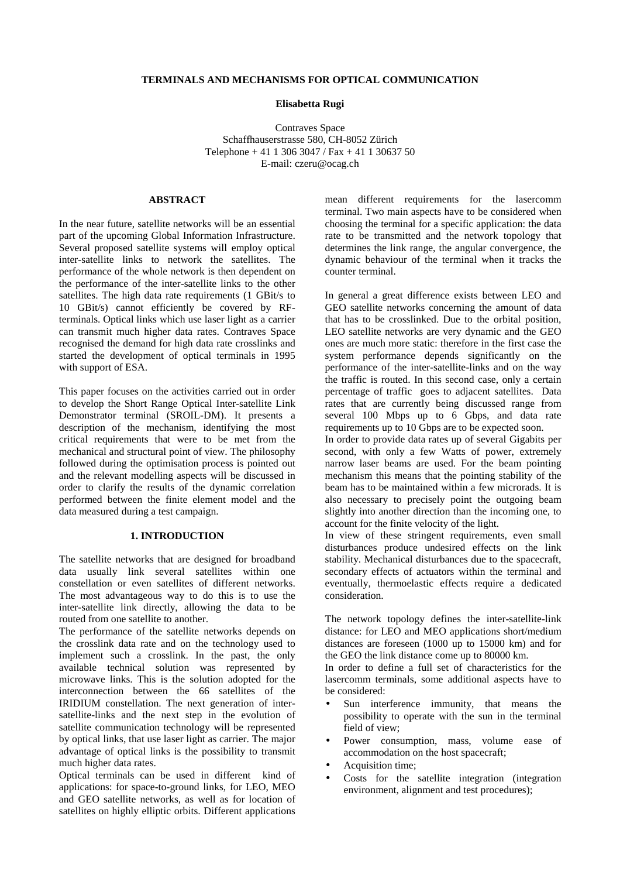# TERMINALS AND MECHANISMS FOR OPTICAL COMMUNICATION

**Elisabetta Rugi**

Contraves Space
Schaffhauserstrasse 580, CH-8052 Zürich
Telephone + 41 1 306 3047 / Fax + 41 1 30637 50
E-mail: czeru@ocag.ch

## ABSTRACT

In the near future, satellite networks will be an essential part of the upcoming Global Information Infrastructure. Several proposed satellite systems will employ optical inter-satellite links to network the satellites. The performance of the whole network is then dependent on the performance of the inter-satellite links to the other satellites. The high data rate requirements (1 GBit/s to 10 GBit/s) cannot efficiently be covered by RF-terminals. Optical links which use laser light as a carrier can transmit much higher data rates. Contraves Space recognised the demand for high data rate crosslinks and started the development of optical terminals in 1995 with support of ESA.

This paper focuses on the activities carried out in order to develop the Short Range Optical Inter-satellite Link Demonstrator terminal (SROIL-DM). It presents a description of the mechanism, identifying the most critical requirements that were to be met from the mechanical and structural point of view. The philosophy followed during the optimisation process is pointed out and the relevant modelling aspects will be discussed in order to clarify the results of the dynamic correlation performed between the finite element model and the data measured during a test campaign.

## 1. INTRODUCTION

The satellite networks that are designed for broadband data usually link several satellites within one constellation or even satellites of different networks. The most advantageous way to do this is to use the inter-satellite link directly, allowing the data to be routed from one satellite to another.

The performance of the satellite networks depends on the crosslink data rate and on the technology used to implement such a crosslink. In the past, the only available technical solution was represented by microwave links. This is the solution adopted for the interconnection between the 66 satellites of the IRIDIUM constellation. The next generation of inter-satellite-links and the next step in the evolution of satellite communication technology will be represented by optical links, that use laser light as carrier. The major advantage of optical links is the possibility to transmit much higher data rates.

Optical terminals can be used in different kind of applications: for space-to-ground links, for LEO, MEO and GEO satellite networks, as well as for location of satellites on highly elliptic orbits. Different applications mean different requirements for the lasercomm terminal. Two main aspects have to be considered when choosing the terminal for a specific application: the data rate to be transmitted and the network topology that determines the link range, the angular convergence, the dynamic behaviour of the terminal when it tracks the counter terminal.

In general a great difference exists between LEO and GEO satellite networks concerning the amount of data that has to be crosslinked. Due to the orbital position, LEO satellite networks are very dynamic and the GEO ones are much more static: therefore in the first case the system performance depends significantly on the performance of the inter-satellite-links and on the way the traffic is routed. In this second case, only a certain percentage of traffic goes to adjacent satellites. Data rates that are currently being discussed range from several 100 Mbps up to 6 Gbps, and data rate requirements up to 10 Gbps are to be expected soon.

In order to provide data rates up of several Gigabits per second, with only a few Watts of power, extremely narrow laser beams are used. For the beam pointing mechanism this means that the pointing stability of the beam has to be maintained within a few microrads. It is also necessary to precisely point the outgoing beam slightly into another direction than the incoming one, to account for the finite velocity of the light.

In view of these stringent requirements, even small disturbances produce undesired effects on the link stability. Mechanical disturbances due to the spacecraft, secondary effects of actuators within the terminal and eventually, thermoelastic effects require a dedicated consideration.

The network topology defines the inter-satellite-link distance: for LEO and MEO applications short/medium distances are foreseen (1000 up to 15000 km) and for the GEO the link distance come up to 80000 km.

In order to define a full set of characteristics for the lasercomm terminals, some additional aspects have to be considered:

- Sun interference immunity, that means the possibility to operate with the sun in the terminal field of view;
- Power consumption, mass, volume ease of accommodation on the host spacecraft;
- Acquisition time;
- Costs for the satellite integration (integration environment, alignment and test procedures);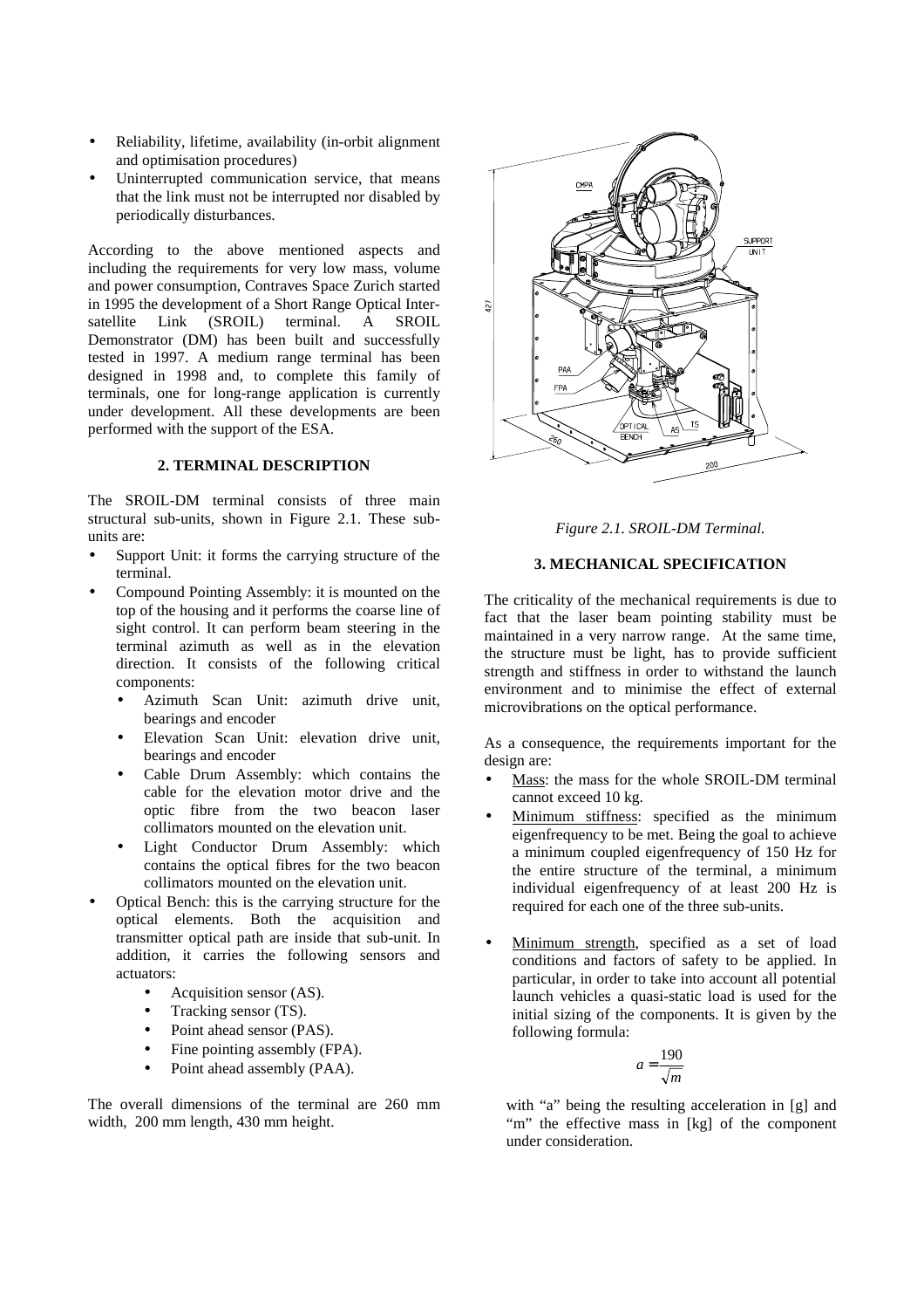- Reliability, lifetime, availability (in-orbit alignment and optimisation procedures)
- Uninterrupted communication service, that means that the link must not be interrupted nor disabled by periodically disturbances.

According to the above mentioned aspects and including the requirements for very low mass, volume and power consumption, Contraves Space Zurich started in 1995 the development of a Short Range Optical Inter-satellite Link (SROIL) terminal. A SROIL Demonstrator (DM) has been built and successfully tested in 1997. A medium range terminal has been designed in 1998 and, to complete this family of terminals, one for long-range application is currently under development. All these developments are been performed with the support of the ESA.

## 2. TERMINAL DESCRIPTION

The SROIL-DM terminal consists of three main structural sub-units, shown in Figure 2.1. These sub-units are:

- Support Unit: it forms the carrying structure of the terminal.
- Compound Pointing Assembly: it is mounted on the top of the housing and it performs the coarse line of sight control. It can perform beam steering in the terminal azimuth as well as in the elevation direction. It consists of the following critical components:
  - Azimuth Scan Unit: azimuth drive unit, bearings and encoder
  - Elevation Scan Unit: elevation drive unit, bearings and encoder
  - Cable Drum Assembly: which contains the cable for the elevation motor drive and the optic fibre from the two beacon laser collimators mounted on the elevation unit.
  - Light Conductor Drum Assembly: which contains the optical fibres for the two beacon collimators mounted on the elevation unit.
- Optical Bench: this is the carrying structure for the optical elements. Both the acquisition and transmitter optical path are inside that sub-unit. In addition, it carries the following sensors and actuators:
  - Acquisition sensor (AS).
  - Tracking sensor (TS).
  - Point ahead sensor (PAS).
  - Fine pointing assembly (FPA).
  - Point ahead assembly (PAA).

The overall dimensions of the terminal are 260 mm width, 200 mm length, 430 mm height.

*Figure 2.1. SROIL-DM Terminal.*

## 3. MECHANICAL SPECIFICATION

The criticality of the mechanical requirements is due to fact that the laser beam pointing stability must be maintained in a very narrow range. At the same time, the structure must be light, has to provide sufficient strength and stiffness in order to withstand the launch environment and to minimise the effect of external microvibrations on the optical performance.

As a consequence, the requirements important for the design are:

- <u>Mass</u>: the mass for the whole SROIL-DM terminal cannot exceed 10 kg.
- <u>Minimum stiffness</u>: specified as the minimum eigenfrequency to be met. Being the goal to achieve a minimum coupled eigenfrequency of 150 Hz for the entire structure of the terminal, a minimum individual eigenfrequency of at least 200 Hz is required for each one of the three sub-units.
- <u>Minimum strength</u>, specified as a set of load conditions and factors of safety to be applied. In particular, in order to take into account all potential launch vehicles a quasi-static load is used for the initial sizing of the components. It is given by the following formula:

$$a = \frac{190}{\sqrt{m}}$$

with "a" being the resulting acceleration in [g] and "m" the effective mass in [kg] of the component under consideration.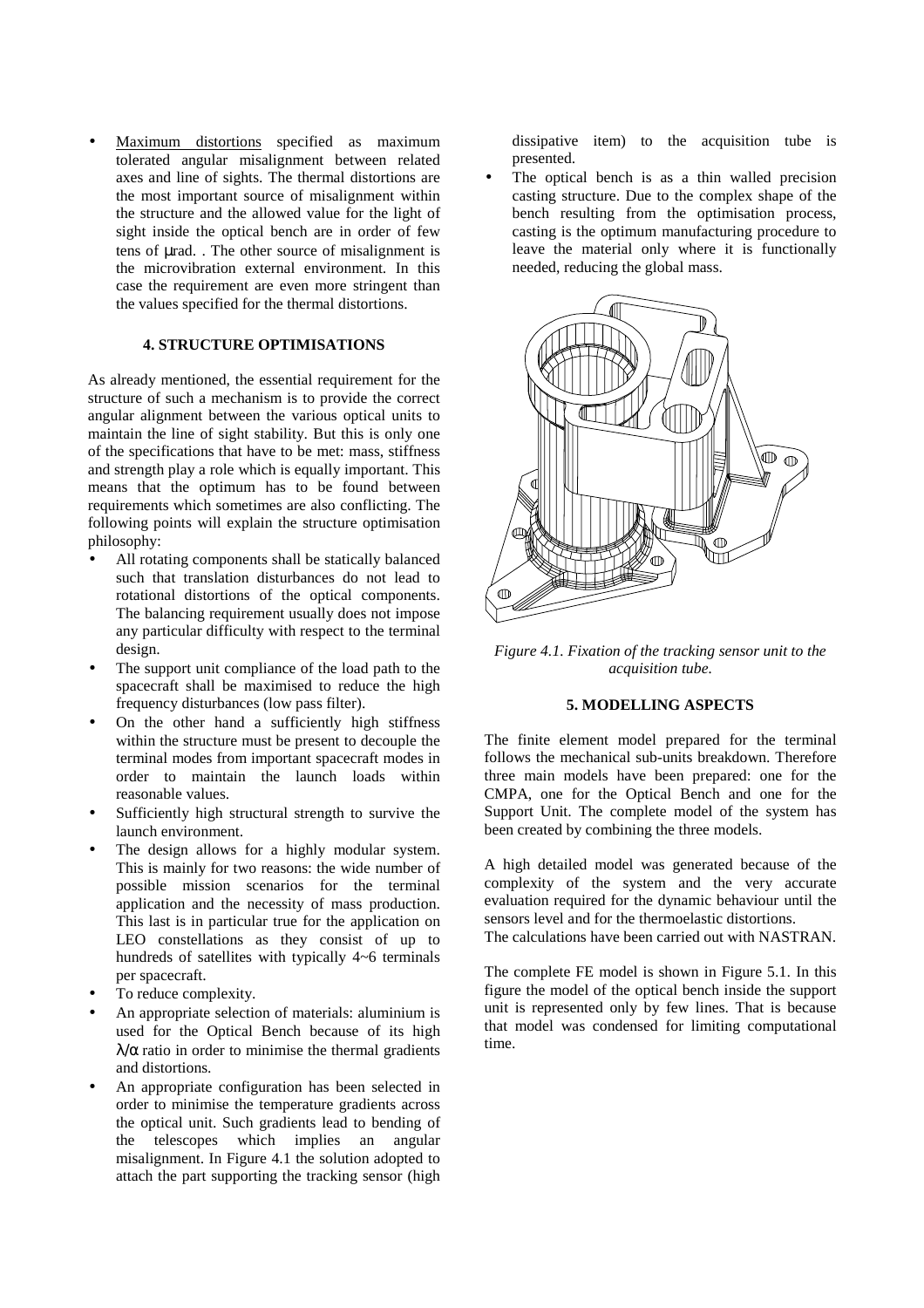- Maximum distortions specified as maximum tolerated angular misalignment between related axes and line of sights. The thermal distortions are the most important source of misalignment within the structure and the allowed value for the light of sight inside the optical bench are in order of few tens of µrad. . The other source of misalignment is the microvibration external environment. In this case the requirement are even more stringent than the values specified for the thermal distortions.

## 4. STRUCTURE OPTIMISATIONS

As already mentioned, the essential requirement for the structure of such a mechanism is to provide the correct angular alignment between the various optical units to maintain the line of sight stability. But this is only one of the specifications that have to be met: mass, stiffness and strength play a role which is equally important. This means that the optimum has to be found between requirements which sometimes are also conflicting. The following points will explain the structure optimisation philosophy:

- All rotating components shall be statically balanced such that translation disturbances do not lead to rotational distortions of the optical components. The balancing requirement usually does not impose any particular difficulty with respect to the terminal design.
- The support unit compliance of the load path to the spacecraft shall be maximised to reduce the high frequency disturbances (low pass filter).
- On the other hand a sufficiently high stiffness within the structure must be present to decouple the terminal modes from important spacecraft modes in order to maintain the launch loads within reasonable values.
- Sufficiently high structural strength to survive the launch environment.
- The design allows for a highly modular system. This is mainly for two reasons: the wide number of possible mission scenarios for the terminal application and the necessity of mass production. This last is in particular true for the application on LEO constellations as they consist of up to hundreds of satellites with typically 4~6 terminals per spacecraft.
- To reduce complexity.
- An appropriate selection of materials: aluminium is used for the Optical Bench because of its high $\lambda/\alpha$ ratio in order to minimise the thermal gradients and distortions.
- An appropriate configuration has been selected in order to minimise the temperature gradients across the optical unit. Such gradients lead to bending of the telescopes which implies an angular misalignment. In Figure 4.1 the solution adopted to attach the part supporting the tracking sensor (high dissipative item) to the acquisition tube is presented.
- The optical bench is as a thin walled precision casting structure. Due to the complex shape of the bench resulting from the optimisation process, casting is the optimum manufacturing procedure to leave the material only where it is functionally needed, reducing the global mass.

*Figure 4.1. Fixation of the tracking sensor unit to the acquisition tube.*

## 5. MODELLING ASPECTS

The finite element model prepared for the terminal follows the mechanical sub-units breakdown. Therefore three main models have been prepared: one for the CMPA, one for the Optical Bench and one for the Support Unit. The complete model of the system has been created by combining the three models.

A high detailed model was generated because of the complexity of the system and the very accurate evaluation required for the dynamic behaviour until the sensors level and for the thermoelastic distortions.
The calculations have been carried out with NASTRAN.

The complete FE model is shown in Figure 5.1. In this figure the model of the optical bench inside the support unit is represented only by few lines. That is because that model was condensed for limiting computational time.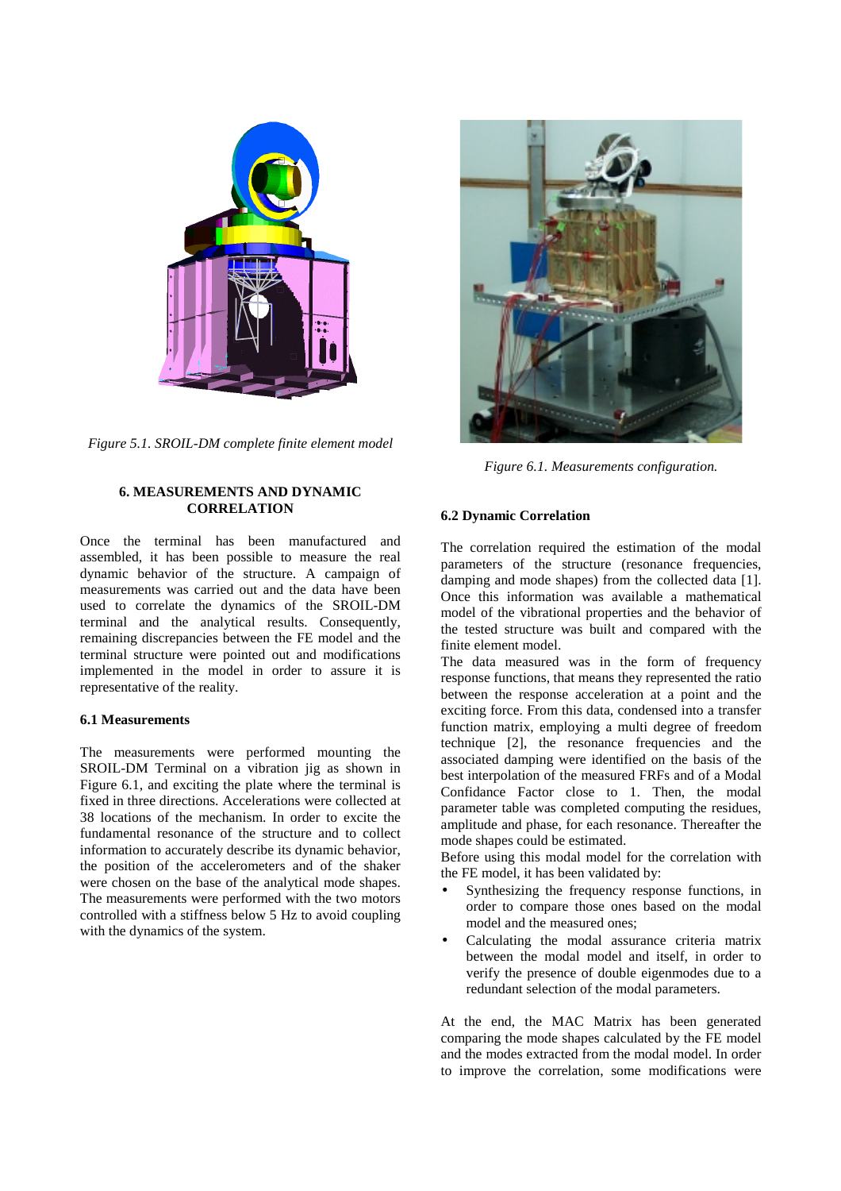*Figure 5.1. SROIL-DM complete finite element model*

## 6. MEASUREMENTS AND DYNAMIC CORRELATION

Once the terminal has been manufactured and assembled, it has been possible to measure the real dynamic behavior of the structure. A campaign of measurements was carried out and the data have been used to correlate the dynamics of the SROIL-DM terminal and the analytical results. Consequently, remaining discrepancies between the FE model and the terminal structure were pointed out and modifications implemented in the model in order to assure it is representative of the reality.

### 6.1 Measurements

The measurements were performed mounting the SROIL-DM Terminal on a vibration jig as shown in Figure 6.1, and exciting the plate where the terminal is fixed in three directions. Accelerations were collected at 38 locations of the mechanism. In order to excite the fundamental resonance of the structure and to collect information to accurately describe its dynamic behavior, the position of the accelerometers and of the shaker were chosen on the base of the analytical mode shapes. The measurements were performed with the two motors controlled with a stiffness below 5 Hz to avoid coupling with the dynamics of the system.

*Figure 6.1. Measurements configuration.*

### 6.2 Dynamic Correlation

The correlation required the estimation of the modal parameters of the structure (resonance frequencies, damping and mode shapes) from the collected data [1]. Once this information was available a mathematical model of the vibrational properties and the behavior of the tested structure was built and compared with the finite element model.

The data measured was in the form of frequency response functions, that means they represented the ratio between the response acceleration at a point and the exciting force. From this data, condensed into a transfer function matrix, employing a multi degree of freedom technique [2], the resonance frequencies and the associated damping were identified on the basis of the best interpolation of the measured FRFs and of a Modal Confidance Factor close to 1. Then, the modal parameter table was completed computing the residues, amplitude and phase, for each resonance. Thereafter the mode shapes could be estimated.

Before using this modal model for the correlation with the FE model, it has been validated by:

- Synthesizing the frequency response functions, in order to compare those ones based on the modal model and the measured ones;
- Calculating the modal assurance criteria matrix between the modal model and itself, in order to verify the presence of double eigenmodes due to a redundant selection of the modal parameters.

At the end, the MAC Matrix has been generated comparing the mode shapes calculated by the FE model and the modes extracted from the modal model. In order to improve the correlation, some modifications were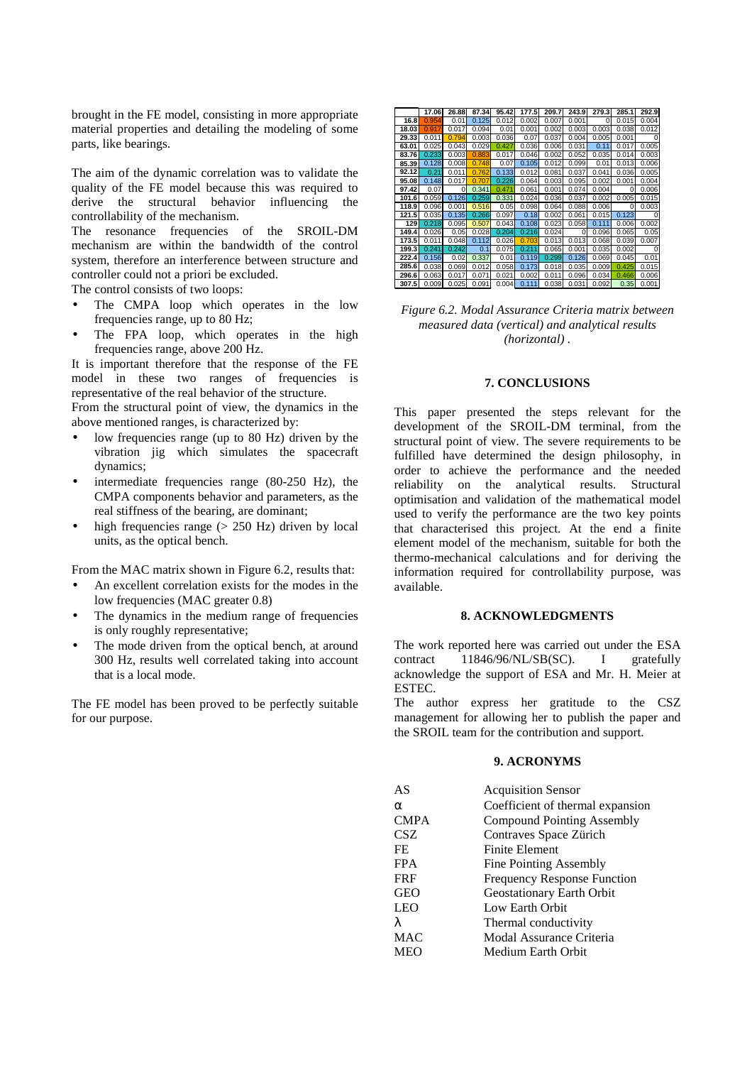brought in the FE model, consisting in more appropriate material properties and detailing the modeling of some parts, like bearings.

The aim of the dynamic correlation was to validate the quality of the FE model because this was required to derive the structural behavior influencing the controllability of the mechanism.

The resonance frequencies of the SROIL-DM mechanism are within the bandwidth of the control system, therefore an interference between structure and controller could not a priori be excluded.

The control consists of two loops:

- The CMPA loop which operates in the low frequencies range, up to 80 Hz;
- The FPA loop, which operates in the high frequencies range, above 200 Hz.

It is important therefore that the response of the FE model in these two ranges of frequencies is representative of the real behavior of the structure.

From the structural point of view, the dynamics in the above mentioned ranges, is characterized by:

- low frequencies range (up to 80 Hz) driven by the vibration jig which simulates the spacecraft dynamics;
- intermediate frequencies range (80-250 Hz), the CMPA components behavior and parameters, as the real stiffness of the bearing, are dominant;
- high frequencies range (> 250 Hz) driven by local units, as the optical bench.

From the MAC matrix shown in Figure 6.2, results that:

- An excellent correlation exists for the modes in the low frequencies (MAC greater 0.8)
- The dynamics in the medium range of frequencies is only roughly representative;
- The mode driven from the optical bench, at around 300 Hz, results well correlated taking into account that is a local mode.

The FE model has been proved to be perfectly suitable for our purpose.

| | 17.06 | 26.88 | 87.34 | 95.42 | 177.5 | 209.7 | 243.9 | 279.3 | 285.1 | 292.9 |
|---|---|---|---|---|---|---|---|---|---|---|
| 16.8 | 0.954 | 0.01 | 0.125 | 0.012 | 0.002 | 0.007 | 0.001 | 0 | 0.015 | 0.004 |
| 18.03 | 0.917 | 0.017 | 0.094 | 0.01 | 0.001 | 0.002 | 0.003 | 0.003 | 0.038 | 0.012 |
| 29.33 | 0.011 | 0.794 | 0.003 | 0.036 | 0.07 | 0.037 | 0.004 | 0.005 | 0.001 | 0 |
| 63.01 | 0.025 | 0.043 | 0.029 | 0.427 | 0.036 | 0.006 | 0.031 | 0.11 | 0.017 | 0.005 |
| 83.76 | 0.233 | 0.003 | 0.883 | 0.017 | 0.046 | 0.002 | 0.052 | 0.035 | 0.014 | 0.003 |
| 85.39 | 0.128 | 0.008 | 0.748 | 0.07 | 0.105 | 0.012 | 0.099 | 0.01 | 0.013 | 0.006 |
| 92.12 | 0.21 | 0.011 | 0.762 | 0.133 | 0.012 | 0.081 | 0.037 | 0.041 | 0.036 | 0.005 |
| 95.08 | 0.148 | 0.017 | 0.707 | 0.226 | 0.064 | 0.003 | 0.095 | 0.002 | 0.001 | 0.004 |
| 97.42 | 0.07 | 0 | 0.341 | 0.471 | 0.061 | 0.001 | 0.074 | 0.004 | 0 | 0.006 |
| 101.6 | 0.059 | 0.126 | 0.259 | 0.331 | 0.024 | 0.036 | 0.037 | 0.002 | 0.005 | 0.015 |
| 118.9 | 0.096 | 0.001 | 0.516 | 0.05 | 0.098 | 0.064 | 0.088 | 0.006 | 0 | 0.003 |
| 121.5 | 0.035 | 0.135 | 0.266 | 0.097 | 0.18 | 0.002 | 0.061 | 0.015 | 0.123 | 0 |
| 129 | 0.218 | 0.095 | 0.507 | 0.043 | 0.108 | 0.023 | 0.058 | 0.111 | 0.006 | 0.002 |
| 149.4 | 0.026 | 0.05 | 0.028 | 0.204 | 0.216 | 0.024 | 0 | 0.096 | 0.065 | 0.05 |
| 173.5 | 0.011 | 0.048 | 0.112 | 0.026 | 0.703 | 0.013 | 0.013 | 0.068 | 0.039 | 0.007 |
| 199.3 | 0.241 | 0.242 | 0.1 | 0.075 | 0.211 | 0.065 | 0.001 | 0.035 | 0.002 | 0 |
| 222.4 | 0.156 | 0.02 | 0.337 | 0.01 | 0.119 | 0.299 | 0.126 | 0.069 | 0.045 | 0.01 |
| 285.6 | 0.038 | 0.069 | 0.012 | 0.058 | 0.173 | 0.018 | 0.035 | 0.009 | 0.425 | 0.015 |
| 296.6 | 0.063 | 0.017 | 0.071 | 0.021 | 0.002 | 0.011 | 0.096 | 0.034 | 0.466 | 0.006 |
| 307.5 | 0.009 | 0.025 | 0.091 | 0.004 | 0.111 | 0.038 | 0.031 | 0.092 | 0.35 | 0.001 |

*Figure 6.2. Modal Assurance Criteria matrix between measured data (vertical) and analytical results (horizontal) .*

## 7. CONCLUSIONS

This paper presented the steps relevant for the development of the SROIL-DM terminal, from the structural point of view. The severe requirements to be fulfilled have determined the design philosophy, in order to achieve the performance and the needed reliability on the analytical results. Structural optimisation and validation of the mathematical model used to verify the performance are the two key points that characterised this project. At the end a finite element model of the mechanism, suitable for both the thermo-mechanical calculations and for deriving the information required for controllability purpose, was available.

## 8. ACKNOWLEDGMENTS

The work reported here was carried out under the ESA contract 11846/96/NL/SB(SC). I gratefully acknowledge the support of ESA and Mr. H. Meier at ESTEC.

The author express her gratitude to the CSZ management for allowing her to publish the paper and the SROIL team for the contribution and support.

## 9. ACRONYMS

| | |
|---|---|
| AS | Acquisition Sensor |
| $\alpha$ | Coefficient of thermal expansion |
| CMPA | Compound Pointing Assembly |
| CSZ | Contraves Space Zürich |
| FE | Finite Element |
| FPA | Fine Pointing Assembly |
| FRF | Frequency Response Function |
| GEO | Geostationary Earth Orbit |
| LEO | Low Earth Orbit |
| $\lambda$ | Thermal conductivity |
| MAC | Modal Assurance Criteria |
| MEO | Medium Earth Orbit |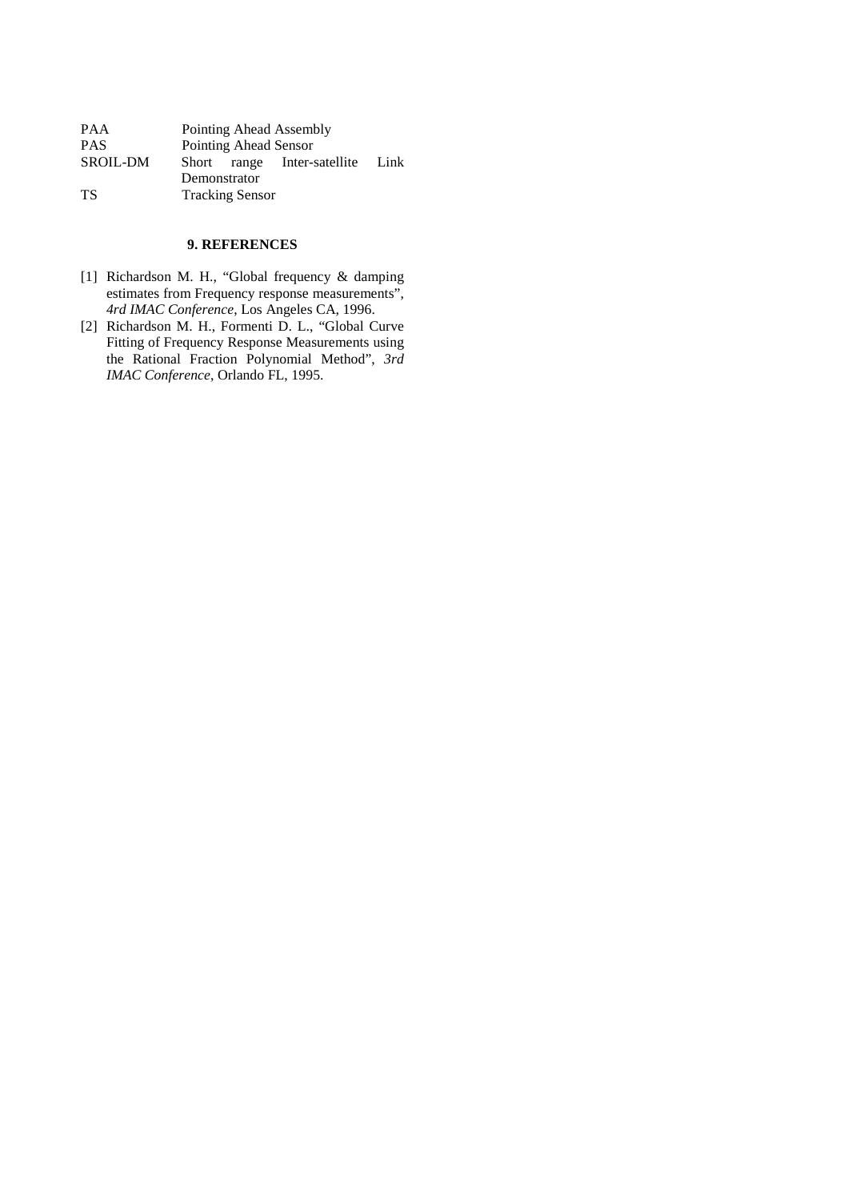| | |
|---|---|
| PAA | Pointing Ahead Assembly |
| PAS | Pointing Ahead Sensor |
| SROIL-DM | Short range Inter-satellite Link Demonstrator |
| TS | Tracking Sensor |

## 9. REFERENCES

[1] Richardson M. H., "Global frequency & damping estimates from Frequency response measurements", *4rd IMAC Conference*, Los Angeles CA, 1996.

[2] Richardson M. H., Formenti D. L., "Global Curve Fitting of Frequency Response Measurements using the Rational Fraction Polynomial Method", *3rd IMAC Conference*, Orlando FL, 1995.